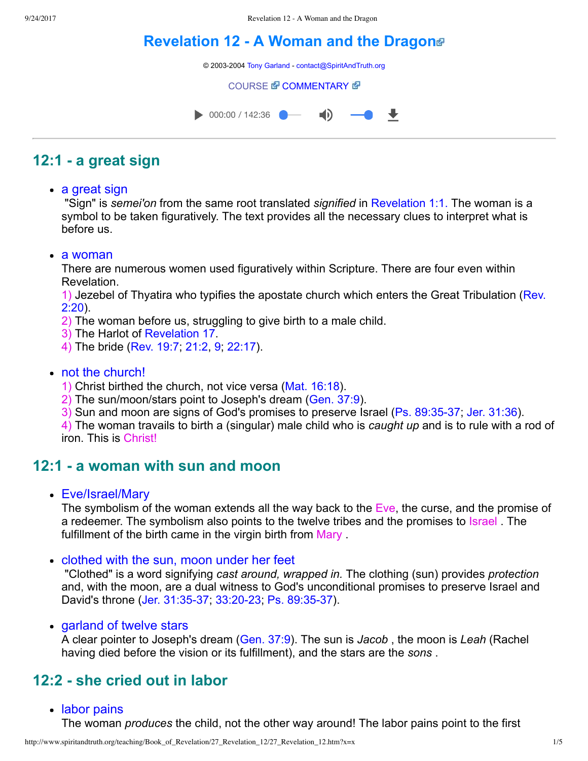# Revelation 12 - A Woman and the Dragon

© 2003-2004 Tony Garland - contact@SpiritAndTruth.org

COURSE COMMENTARY

000:00 / 142:36

## 12:1 - a great sign

- a great sign
  "Sign" is *semei'on* from the same root translated *signified* in Revelation 1:1. The woman is a symbol to be taken figuratively. The text provides all the necessary clues to interpret what is before us.

- a woman
  There are numerous women used figuratively within Scripture. There are four even within Revelation.
  1) Jezebel of Thyatira who typifies the apostate church which enters the Great Tribulation (Rev. 2:20).
  2) The woman before us, struggling to give birth to a male child.
  3) The Harlot of Revelation 17.
  4) The bride (Rev. 19:7; 21:2, 9; 22:17).

- not the church!
  1) Christ birthed the church, not vice versa (Mat. 16:18).
  2) The sun/moon/stars point to Joseph's dream (Gen. 37:9).
  3) Sun and moon are signs of God's promises to preserve Israel (Ps. 89:35-37; Jer. 31:36).
  4) The woman travails to birth a (singular) male child who is *caught up* and is to rule with a rod of iron. This is Christ!

## 12:1 - a woman with sun and moon

- Eve/Israel/Mary
  The symbolism of the woman extends all the way back to the Eve, the curse, and the promise of a redeemer. The symbolism also points to the twelve tribes and the promises to Israel . The fulfillment of the birth came in the virgin birth from Mary .

- clothed with the sun, moon under her feet
  "Clothed" is a word signifying *cast around, wrapped in.* The clothing (sun) provides *protection* and, with the moon, are a dual witness to God's unconditional promises to preserve Israel and David's throne (Jer. 31:35-37; 33:20-23; Ps. 89:35-37).

- garland of twelve stars
  A clear pointer to Joseph's dream (Gen. 37:9). The sun is *Jacob* , the moon is *Leah* (Rachel having died before the vision or its fulfillment), and the stars are the *sons* .

## 12:2 - she cried out in labor

- labor pains
  The woman *produces* the child, not the other way around! The labor pains point to the first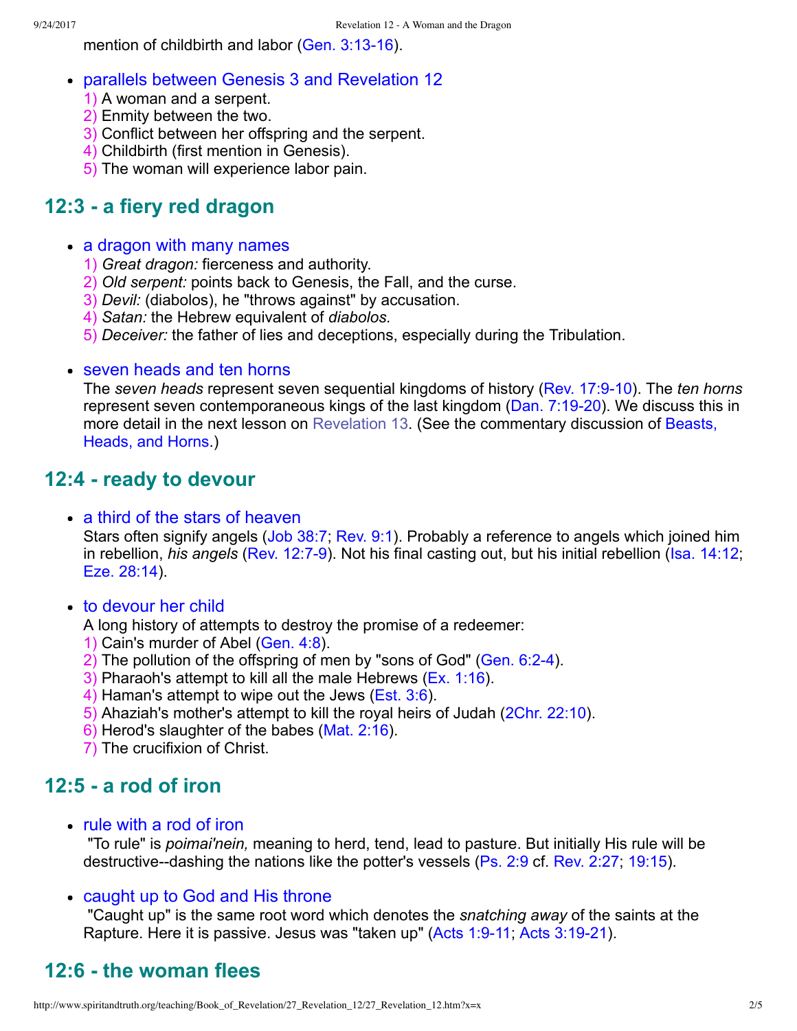mention of childbirth and labor (Gen. 3:13-16).

- parallels between Genesis 3 and Revelation 12
  1) A woman and a serpent.
  2) Enmity between the two.
  3) Conflict between her offspring and the serpent.
  4) Childbirth (first mention in Genesis).
  5) The woman will experience labor pain.

## 12:3 - a fiery red dragon

- a dragon with many names
  1) *Great dragon:* fierceness and authority.
  2) *Old serpent:* points back to Genesis, the Fall, and the curse.
  3) *Devil:* (diabolos), he "throws against" by accusation.
  4) *Satan:* the Hebrew equivalent of *diabolos.*
  5) *Deceiver:* the father of lies and deceptions, especially during the Tribulation.

- seven heads and ten horns
  The *seven heads* represent seven sequential kingdoms of history (Rev. 17:9-10). The *ten horns* represent seven contemporaneous kings of the last kingdom (Dan. 7:19-20). We discuss this in more detail in the next lesson on Revelation 13. (See the commentary discussion of Beasts, Heads, and Horns.)

## 12:4 - ready to devour

- a third of the stars of heaven
  Stars often signify angels (Job 38:7; Rev. 9:1). Probably a reference to angels which joined him in rebellion, *his angels* (Rev. 12:7-9). Not his final casting out, but his initial rebellion (Isa. 14:12; Eze. 28:14).

- to devour her child
  A long history of attempts to destroy the promise of a redeemer:
  1) Cain's murder of Abel (Gen. 4:8).
  2) The pollution of the offspring of men by "sons of God" (Gen. 6:2-4).
  3) Pharaoh's attempt to kill all the male Hebrews (Ex. 1:16).
  4) Haman's attempt to wipe out the Jews (Est. 3:6).
  5) Ahaziah's mother's attempt to kill the royal heirs of Judah (2Chr. 22:10).
  6) Herod's slaughter of the babes (Mat. 2:16).
  7) The crucifixion of Christ.

## 12:5 - a rod of iron

- rule with a rod of iron
  "To rule" is *poimai'nein,* meaning to herd, tend, lead to pasture. But initially His rule will be destructive--dashing the nations like the potter's vessels (Ps. 2:9 cf. Rev. 2:27; 19:15).

- caught up to God and His throne
  "Caught up" is the same root word which denotes the *snatching away* of the saints at the Rapture. Here it is passive. Jesus was "taken up" (Acts 1:9-11; Acts 3:19-21).

## 12:6 - the woman flees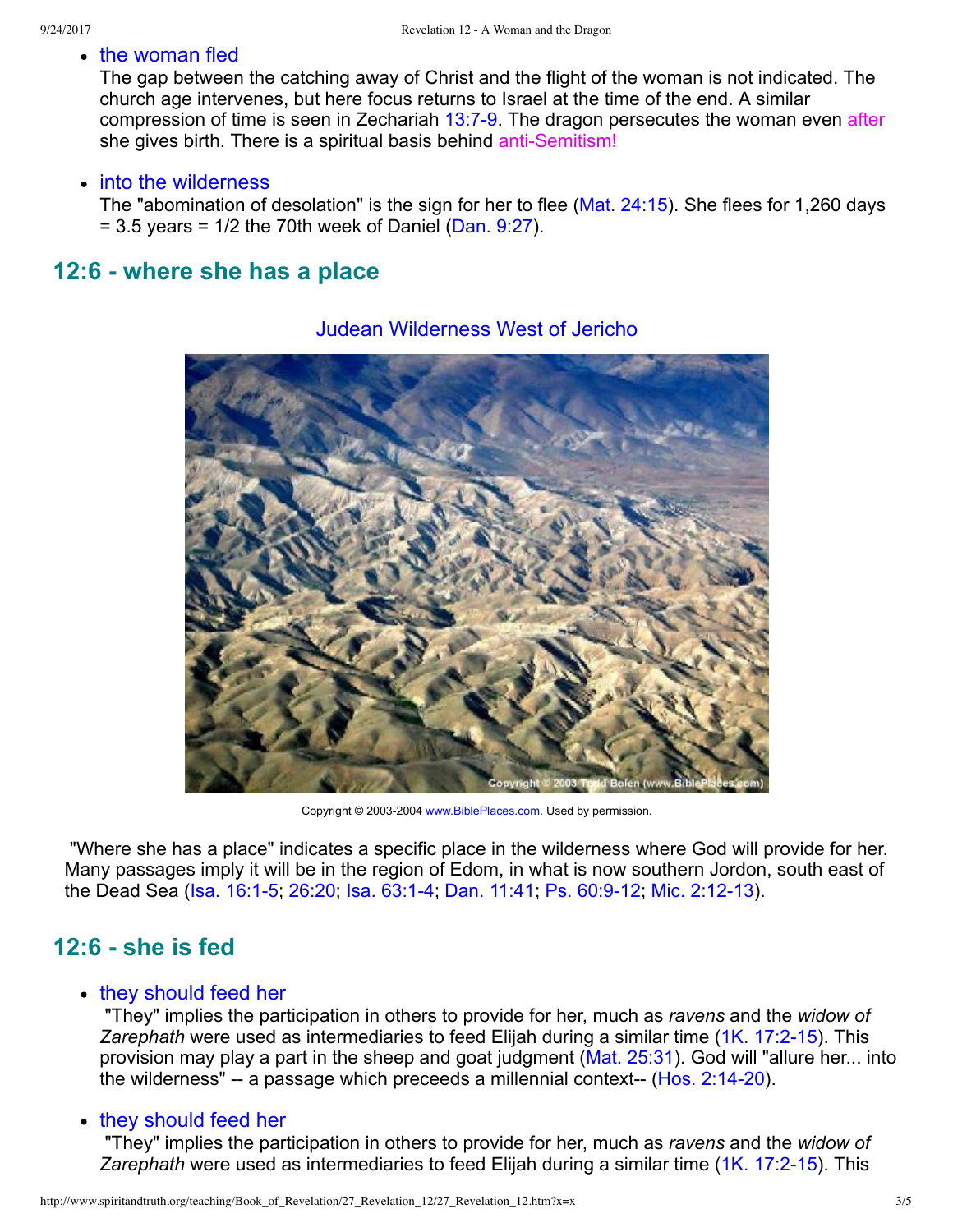- the woman fled
  The gap between the catching away of Christ and the flight of the woman is not indicated. The church age intervenes, but here focus returns to Israel at the time of the end. A similar compression of time is seen in Zechariah 13:7-9. The dragon persecutes the woman even after she gives birth. There is a spiritual basis behind anti-Semitism!

- into the wilderness
  The "abomination of desolation" is the sign for her to flee (Mat. 24:15). She flees for 1,260 days = 3.5 years = 1/2 the 70th week of Daniel (Dan. 9:27).

## 12:6 - where she has a place

Judean Wilderness West of Jericho

Copyright © 2003-2004 www.BiblePlaces.com. Used by permission.

"Where she has a place" indicates a specific place in the wilderness where God will provide for her. Many passages imply it will be in the region of Edom, in what is now southern Jordon, south east of the Dead Sea (Isa. 16:1-5; 26:20; Isa. 63:1-4; Dan. 11:41; Ps. 60:9-12; Mic. 2:12-13).

## 12:6 - she is fed

- they should feed her
  "They" implies the participation in others to provide for her, much as *ravens* and the *widow of Zarephath* were used as intermediaries to feed Elijah during a similar time (1K. 17:2-15). This provision may play a part in the sheep and goat judgment (Mat. 25:31). God will "allure her... into the wilderness" -- a passage which preceeds a millennial context-- (Hos. 2:14-20).

- they should feed her
  "They" implies the participation in others to provide for her, much as *ravens* and the *widow of Zarephath* were used as intermediaries to feed Elijah during a similar time (1K. 17:2-15). This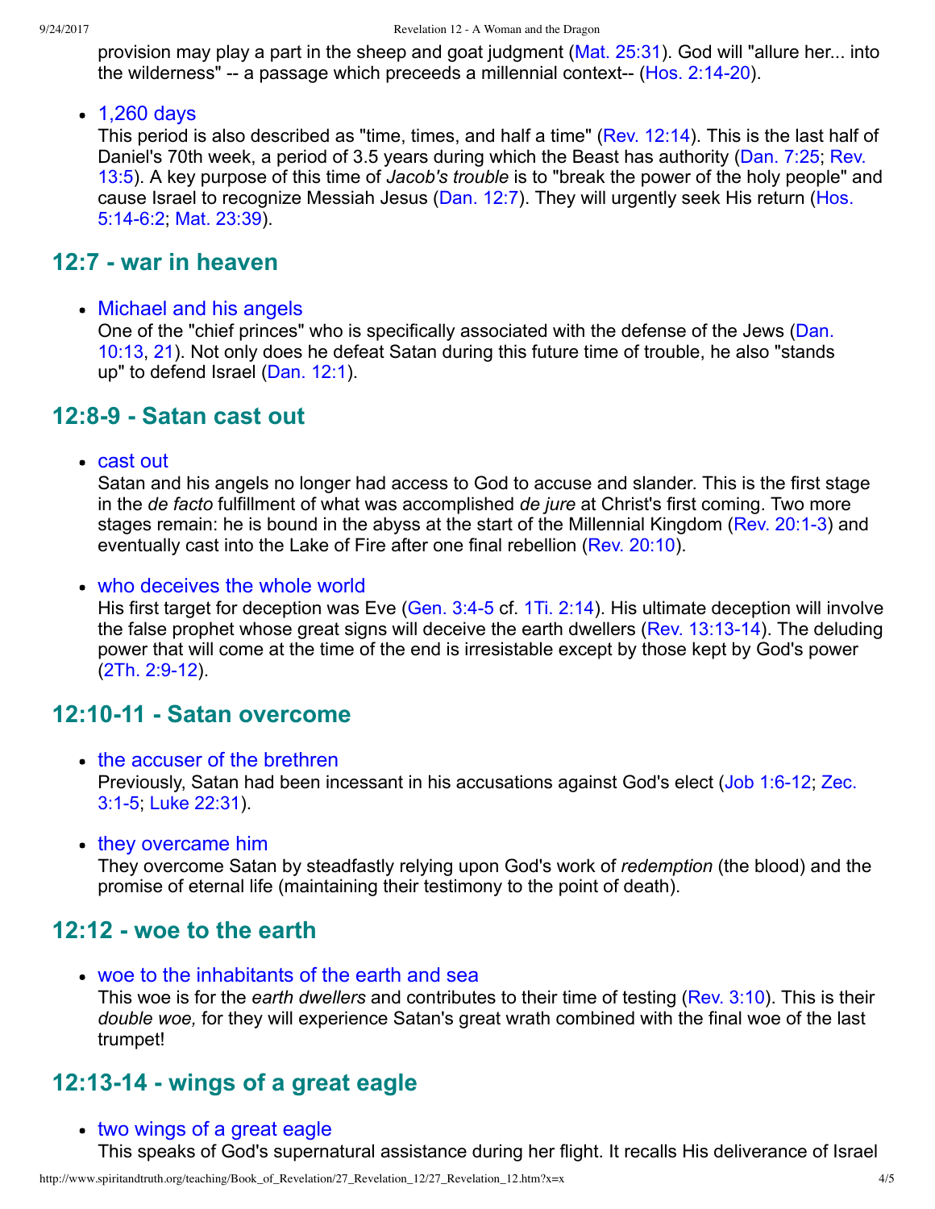provision may play a part in the sheep and goat judgment (Mat. 25:31). God will "allure her... into the wilderness" -- a passage which preceeds a millennial context-- (Hos. 2:14-20).

- 1,260 days
  This period is also described as "time, times, and half a time" (Rev. 12:14). This is the last half of Daniel's 70th week, a period of 3.5 years during which the Beast has authority (Dan. 7:25; Rev. 13:5). A key purpose of this time of *Jacob's trouble* is to "break the power of the holy people" and cause Israel to recognize Messiah Jesus (Dan. 12:7). They will urgently seek His return (Hos. 5:14-6:2; Mat. 23:39).

## 12:7 - war in heaven

- Michael and his angels
  One of the "chief princes" who is specifically associated with the defense of the Jews (Dan. 10:13, 21). Not only does he defeat Satan during this future time of trouble, he also "stands up" to defend Israel (Dan. 12:1).

## 12:8-9 - Satan cast out

- cast out
  Satan and his angels no longer had access to God to accuse and slander. This is the first stage in the *de facto* fulfillment of what was accomplished *de jure* at Christ's first coming. Two more stages remain: he is bound in the abyss at the start of the Millennial Kingdom (Rev. 20:1-3) and eventually cast into the Lake of Fire after one final rebellion (Rev. 20:10).

- who deceives the whole world
  His first target for deception was Eve (Gen. 3:4-5 cf. 1Ti. 2:14). His ultimate deception will involve the false prophet whose great signs will deceive the earth dwellers (Rev. 13:13-14). The deluding power that will come at the time of the end is irresistable except by those kept by God's power (2Th. 2:9-12).

## 12:10-11 - Satan overcome

- the accuser of the brethren
  Previously, Satan had been incessant in his accusations against God's elect (Job 1:6-12; Zec. 3:1-5; Luke 22:31).

- they overcame him
  They overcome Satan by steadfastly relying upon God's work of *redemption* (the blood) and the promise of eternal life (maintaining their testimony to the point of death).

## 12:12 - woe to the earth

- woe to the inhabitants of the earth and sea
  This woe is for the *earth dwellers* and contributes to their time of testing (Rev. 3:10). This is their *double woe,* for they will experience Satan's great wrath combined with the final woe of the last trumpet!

## 12:13-14 - wings of a great eagle

- two wings of a great eagle
  This speaks of God's supernatural assistance during her flight. It recalls His deliverance of Israel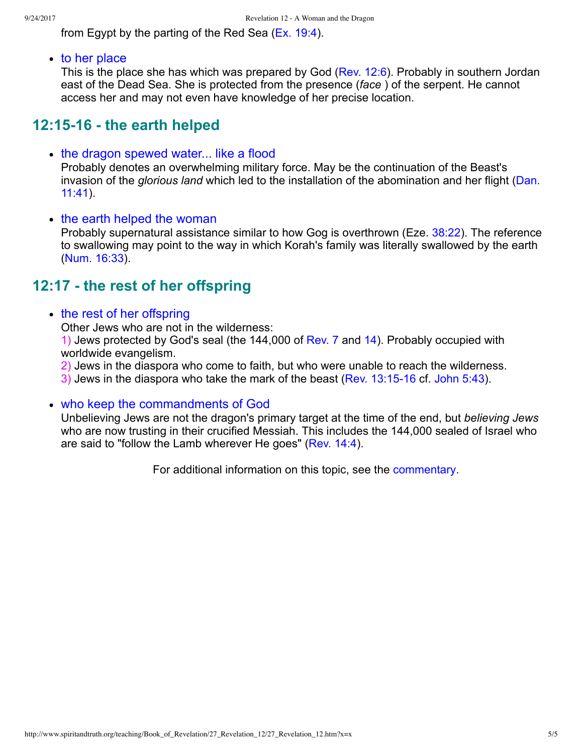from Egypt by the parting of the Red Sea (Ex. 19:4).

- to her place
  This is the place she has which was prepared by God (Rev. 12:6). Probably in southern Jordan east of the Dead Sea. She is protected from the presence (*face* ) of the serpent. He cannot access her and may not even have knowledge of her precise location.

## 12:15-16 - the earth helped

- the dragon spewed water... like a flood
  Probably denotes an overwhelming military force. May be the continuation of the Beast's invasion of the *glorious land* which led to the installation of the abomination and her flight (Dan. 11:41).

- the earth helped the woman
  Probably supernatural assistance similar to how Gog is overthrown (Eze. 38:22). The reference to swallowing may point to the way in which Korah's family was literally swallowed by the earth (Num. 16:33).

## 12:17 - the rest of her offspring

- the rest of her offspring
  Other Jews who are not in the wilderness:
  1) Jews protected by God's seal (the 144,000 of Rev. 7 and 14). Probably occupied with worldwide evangelism.
  2) Jews in the diaspora who come to faith, but who were unable to reach the wilderness.
  3) Jews in the diaspora who take the mark of the beast (Rev. 13:15-16 cf. John 5:43).

- who keep the commandments of God
  Unbelieving Jews are not the dragon's primary target at the time of the end, but *believing Jews* who are now trusting in their crucified Messiah. This includes the 144,000 sealed of Israel who are said to "follow the Lamb wherever He goes" (Rev. 14:4).

For additional information on this topic, see the commentary.